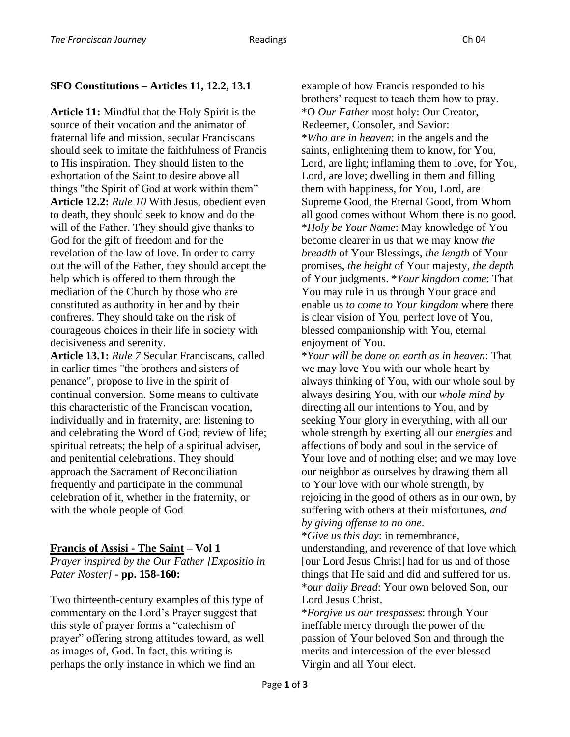**SFO Constitutions – Articles 11, 12.2, 13.1**

**Article 11:** Mindful that the Holy Spirit is the source of their vocation and the animator of fraternal life and mission, secular Franciscans should seek to imitate the faithfulness of Francis to His inspiration. They should listen to the exhortation of the Saint to desire above all things "the Spirit of God at work within them"

**Article 12.2:** *Rule 10* With Jesus, obedient even to death, they should seek to know and do the will of the Father. They should give thanks to God for the gift of freedom and for the revelation of the law of love. In order to carry out the will of the Father, they should accept the help which is offered to them through the mediation of the Church by those who are constituted as authority in her and by their confreres. They should take on the risk of courageous choices in their life in society with decisiveness and serenity.

**Article 13.1:** *Rule 7* Secular Franciscans, called in earlier times "the brothers and sisters of penance", propose to live in the spirit of continual conversion. Some means to cultivate this characteristic of the Franciscan vocation, individually and in fraternity, are: listening to and celebrating the Word of God; review of life; spiritual retreats; the help of a spiritual adviser, and penitential celebrations. They should approach the Sacrament of Reconciliation frequently and participate in the communal celebration of it, whether in the fraternity, or with the whole people of God

**Francis of Assisi - The Saint – Vol 1**
*Prayer inspired by the Our Father [Expositio in Pater Noster]* **- pp. 158-160:**

Two thirteenth-century examples of this type of commentary on the Lord's Prayer suggest that this style of prayer forms a "catechism of prayer" offering strong attitudes toward, as well as images of, God. In fact, this writing is perhaps the only instance in which we find an example of how Francis responded to his brothers' request to teach them how to pray.

*O *Our Father* most holy: Our Creator, Redeemer, Consoler, and Savior:

**Who are in heaven*: in the angels and the saints, enlightening them to know, for You, Lord, are light; inflaming them to love, for You, Lord, are love; dwelling in them and filling them with happiness, for You, Lord, are Supreme Good, the Eternal Good, from Whom all good comes without Whom there is no good.

**Holy be Your Name*: May knowledge of You become clearer in us that we may know *the breadth* of Your Blessings, *the length* of Your promises, *the height* of Your majesty, *the depth* of Your judgments. **Your kingdom come*: That You may rule in us through Your grace and enable us *to come to Your kingdom* where there is clear vision of You, perfect love of You, blessed companionship with You, eternal enjoyment of You.

**Your will be done on earth as in heaven*: That we may love You with our whole heart by always thinking of You, with our whole soul by always desiring You, with our *whole mind by* directing all our intentions to You, and by seeking Your glory in everything, with all our whole strength by exerting all our *energies* and affections of body and soul in the service of Your love and of nothing else; and we may love our neighbor as ourselves by drawing them all to Your love with our whole strength, by rejoicing in the good of others as in our own, by suffering with others at their misfortunes, *and by giving offense to no one*.

**Give us this day*: in remembrance, understanding, and reverence of that love which [our Lord Jesus Christ] had for us and of those things that He said and did and suffered for us.

**our daily Bread*: Your own beloved Son, our Lord Jesus Christ.

**Forgive us our trespasses*: through Your ineffable mercy through the power of the passion of Your beloved Son and through the merits and intercession of the ever blessed Virgin and all Your elect.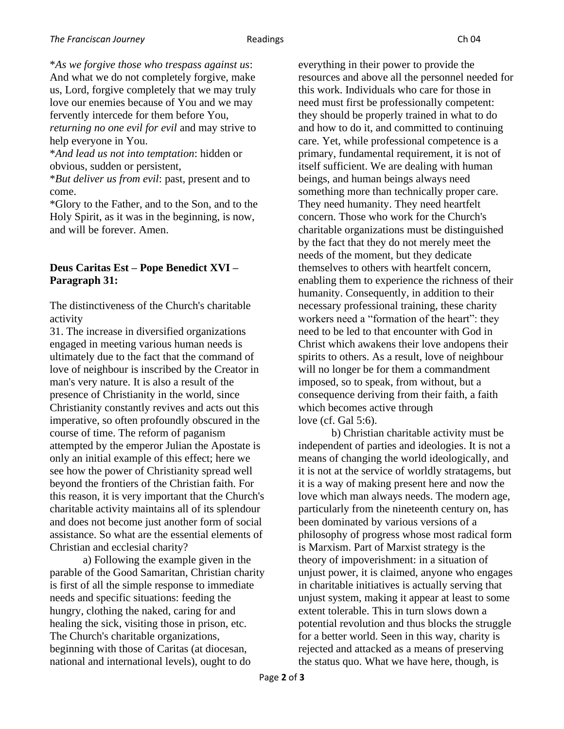\**As we forgive those who trespass against us*: And what we do not completely forgive, make us, Lord, forgive completely that we may truly love our enemies because of You and we may fervently intercede for them before You, *returning no one evil for evil* and may strive to help everyone in You.

\**And lead us not into temptation*: hidden or obvious, sudden or persistent,

\**But deliver us from evil*: past, present and to come.

*Glory to the Father, and to the Son, and to the Holy Spirit, as it was in the beginning, is now, and will be forever. Amen.

**Deus Caritas Est – Pope Benedict XVI – Paragraph 31:**

The distinctiveness of the Church's charitable activity

31. The increase in diversified organizations engaged in meeting various human needs is ultimately due to the fact that the command of love of neighbour is inscribed by the Creator in man's very nature. It is also a result of the presence of Christianity in the world, since Christianity constantly revives and acts out this imperative, so often profoundly obscured in the course of time. The reform of paganism attempted by the emperor Julian the Apostate is only an initial example of this effect; here we see how the power of Christianity spread well beyond the frontiers of the Christian faith. For this reason, it is very important that the Church's charitable activity maintains all of its splendour and does not become just another form of social assistance. So what are the essential elements of Christian and ecclesial charity?

a) Following the example given in the parable of the Good Samaritan, Christian charity is first of all the simple response to immediate needs and specific situations: feeding the hungry, clothing the naked, caring for and healing the sick, visiting those in prison, etc. The Church's charitable organizations, beginning with those of Caritas (at diocesan, national and international levels), ought to do everything in their power to provide the resources and above all the personnel needed for this work. Individuals who care for those in need must first be professionally competent: they should be properly trained in what to do and how to do it, and committed to continuing care. Yet, while professional competence is a primary, fundamental requirement, it is not of itself sufficient. We are dealing with human beings, and human beings always need something more than technically proper care. They need humanity. They need heartfelt concern. Those who work for the Church's charitable organizations must be distinguished by the fact that they do not merely meet the needs of the moment, but they dedicate themselves to others with heartfelt concern, enabling them to experience the richness of their humanity. Consequently, in addition to their necessary professional training, these charity workers need a "formation of the heart": they need to be led to that encounter with God in Christ which awakens their love andopens their spirits to others. As a result, love of neighbour will no longer be for them a commandment imposed, so to speak, from without, but a consequence deriving from their faith, a faith which becomes active through love (cf. Gal 5:6).

b) Christian charitable activity must be independent of parties and ideologies. It is not a means of changing the world ideologically, and it is not at the service of worldly stratagems, but it is a way of making present here and now the love which man always needs. The modern age, particularly from the nineteenth century on, has been dominated by various versions of a philosophy of progress whose most radical form is Marxism. Part of Marxist strategy is the theory of impoverishment: in a situation of unjust power, it is claimed, anyone who engages in charitable initiatives is actually serving that unjust system, making it appear at least to some extent tolerable. This in turn slows down a potential revolution and thus blocks the struggle for a better world. Seen in this way, charity is rejected and attacked as a means of preserving the status quo. What we have here, though, is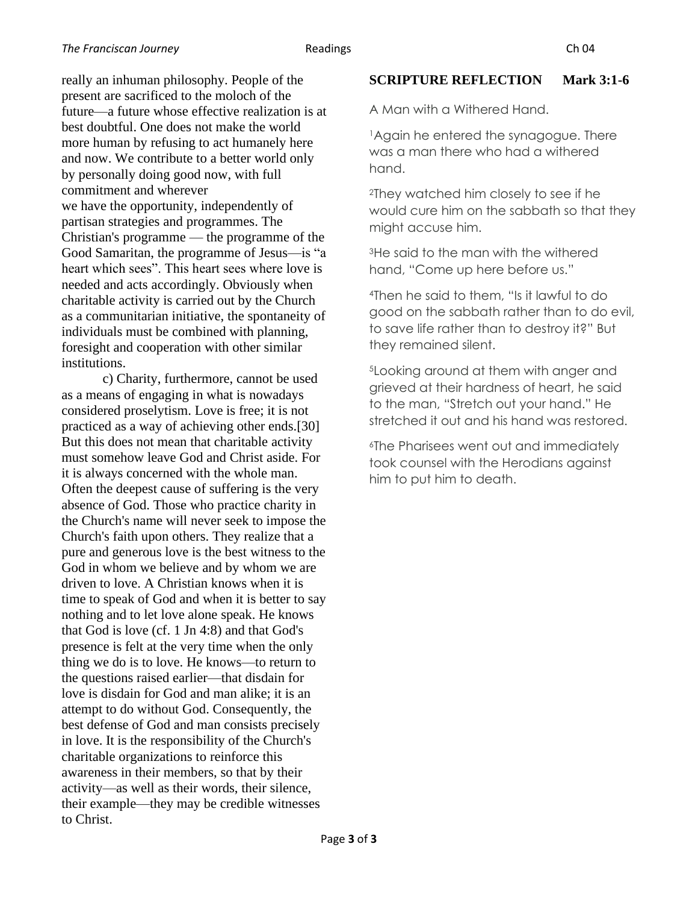really an inhuman philosophy. People of the present are sacrificed to the moloch of the future—a future whose effective realization is at best doubtful. One does not make the world more human by refusing to act humanely here and now. We contribute to a better world only by personally doing good now, with full commitment and wherever we have the opportunity, independently of partisan strategies and programmes. The Christian's programme — the programme of the Good Samaritan, the programme of Jesus—is "a heart which sees". This heart sees where love is needed and acts accordingly. Obviously when charitable activity is carried out by the Church as a communitarian initiative, the spontaneity of individuals must be combined with planning, foresight and cooperation with other similar institutions.

c) Charity, furthermore, cannot be used as a means of engaging in what is nowadays considered proselytism. Love is free; it is not practiced as a way of achieving other ends.[30] But this does not mean that charitable activity must somehow leave God and Christ aside. For it is always concerned with the whole man. Often the deepest cause of suffering is the very absence of God. Those who practice charity in the Church's name will never seek to impose the Church's faith upon others. They realize that a pure and generous love is the best witness to the God in whom we believe and by whom we are driven to love. A Christian knows when it is time to speak of God and when it is better to say nothing and to let love alone speak. He knows that God is love (cf. 1 Jn 4:8) and that God's presence is felt at the very time when the only thing we do is to love. He knows—to return to the questions raised earlier—that disdain for love is disdain for God and man alike; it is an attempt to do without God. Consequently, the best defense of God and man consists precisely in love. It is the responsibility of the Church's charitable organizations to reinforce this awareness in their members, so that by their activity—as well as their words, their silence, their example—they may be credible witnesses to Christ.

## SCRIPTURE REFLECTION Mark 3:1-6

A Man with a Withered Hand.

[1]Again he entered the synagogue. There was a man there who had a withered hand.

[2]They watched him closely to see if he would cure him on the sabbath so that they might accuse him.

[3]He said to the man with the withered hand, "Come up here before us."

[4]Then he said to them, "Is it lawful to do good on the sabbath rather than to do evil, to save life rather than to destroy it?" But they remained silent.

[5]Looking around at them with anger and grieved at their hardness of heart, he said to the man, "Stretch out your hand." He stretched it out and his hand was restored.

[6]The Pharisees went out and immediately took counsel with the Herodians against him to put him to death.